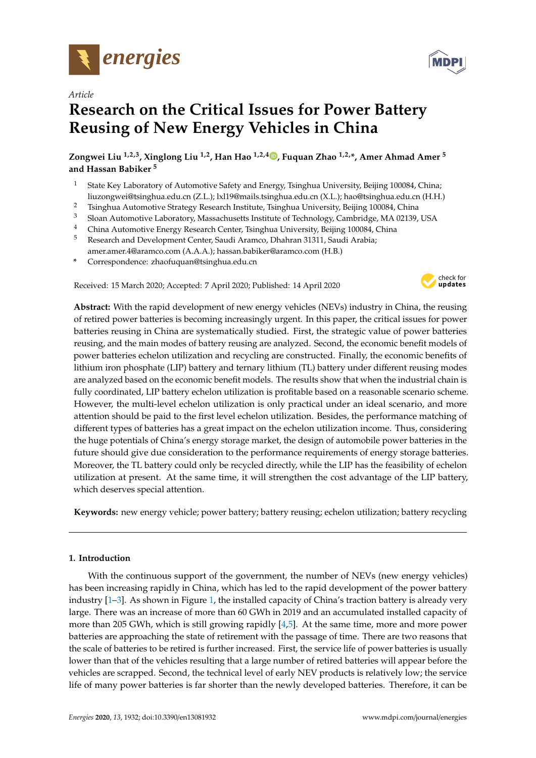*Article*

# Research on the Critical Issues for Power Battery Reusing of New Energy Vehicles in China

**Zongwei Liu [1,2,3], Xinglong Liu [1,2], Han Hao [1,2,4], Fuquan Zhao [1,2,*], Amer Ahmad Amer [5] and Hassan Babiker [5]**

1. State Key Laboratory of Automotive Safety and Energy, Tsinghua University, Beijing 100084, China; liuzongwei@tsinghua.edu.cn (Z.L.); lxl19@mails.tsinghua.edu.cn (X.L.); hao@tsinghua.edu.cn (H.H.)
2. Tsinghua Automotive Strategy Research Institute, Tsinghua University, Beijing 100084, China
3. Sloan Automotive Laboratory, Massachusetts Institute of Technology, Cambridge, MA 02139, USA
4. China Automotive Energy Research Center, Tsinghua University, Beijing 100084, China
5. Research and Development Center, Saudi Aramco, Dhahran 31311, Saudi Arabia; amer.amer.4@aramco.com (A.A.A.); hassan.babiker@aramco.com (H.B.)

\* Correspondence: zhaofuquan@tsinghua.edu.cn

Received: 15 March 2020; Accepted: 7 April 2020; Published: 14 April 2020

**Abstract:** With the rapid development of new energy vehicles (NEVs) industry in China, the reusing of retired power batteries is becoming increasingly urgent. In this paper, the critical issues for power batteries reusing in China are systematically studied. First, the strategic value of power batteries reusing, and the main modes of battery reusing are analyzed. Second, the economic benefit models of power batteries echelon utilization and recycling are constructed. Finally, the economic benefits of lithium iron phosphate (LIP) battery and ternary lithium (TL) battery under different reusing modes are analyzed based on the economic benefit models. The results show that when the industrial chain is fully coordinated, LIP battery echelon utilization is profitable based on a reasonable scenario scheme. However, the multi-level echelon utilization is only practical under an ideal scenario, and more attention should be paid to the first level echelon utilization. Besides, the performance matching of different types of batteries has a great impact on the echelon utilization income. Thus, considering the huge potentials of China's energy storage market, the design of automobile power batteries in the future should give due consideration to the performance requirements of energy storage batteries. Moreover, the TL battery could only be recycled directly, while the LIP has the feasibility of echelon utilization at present. At the same time, it will strengthen the cost advantage of the LIP battery, which deserves special attention.

**Keywords:** new energy vehicle; power battery; battery reusing; echelon utilization; battery recycling

## 1. Introduction

With the continuous support of the government, the number of NEVs (new energy vehicles) has been increasing rapidly in China, which has led to the rapid development of the power battery industry [1–3]. As shown in Figure 1, the installed capacity of China's traction battery is already very large. There was an increase of more than 60 GWh in 2019 and an accumulated installed capacity of more than 205 GWh, which is still growing rapidly [4,5]. At the same time, more and more power batteries are approaching the state of retirement with the passage of time. There are two reasons that the scale of batteries to be retired is further increased. First, the service life of power batteries is usually lower than that of the vehicles resulting that a large number of retired batteries will appear before the vehicles are scrapped. Second, the technical level of early NEV products is relatively low; the service life of many power batteries is far shorter than the newly developed batteries. Therefore, it can be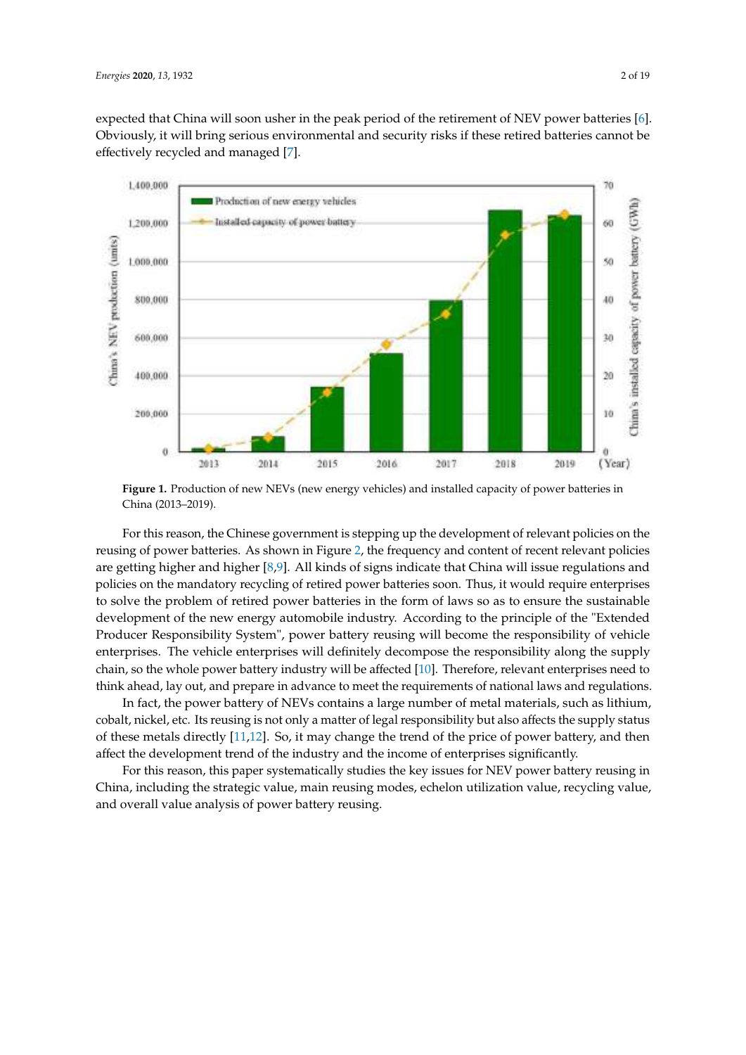expected that China will soon usher in the peak period of the retirement of NEV power batteries [6]. Obviously, it will bring serious environmental and security risks if these retired batteries cannot be effectively recycled and managed [7].

**Figure 1.** Production of new NEVs (new energy vehicles) and installed capacity of power batteries in China (2013–2019).

For this reason, the Chinese government is stepping up the development of relevant policies on the reusing of power batteries. As shown in Figure 2, the frequency and content of recent relevant policies are getting higher and higher [8,9]. All kinds of signs indicate that China will issue regulations and policies on the mandatory recycling of retired power batteries soon. Thus, it would require enterprises to solve the problem of retired power batteries in the form of laws so as to ensure the sustainable development of the new energy automobile industry. According to the principle of the "Extended Producer Responsibility System", power battery reusing will become the responsibility of vehicle enterprises. The vehicle enterprises will definitely decompose the responsibility along the supply chain, so the whole power battery industry will be affected [10]. Therefore, relevant enterprises need to think ahead, lay out, and prepare in advance to meet the requirements of national laws and regulations.

In fact, the power battery of NEVs contains a large number of metal materials, such as lithium, cobalt, nickel, etc. Its reusing is not only a matter of legal responsibility but also affects the supply status of these metals directly [11,12]. So, it may change the trend of the price of power battery, and then affect the development trend of the industry and the income of enterprises significantly.

For this reason, this paper systematically studies the key issues for NEV power battery reusing in China, including the strategic value, main reusing modes, echelon utilization value, recycling value, and overall value analysis of power battery reusing.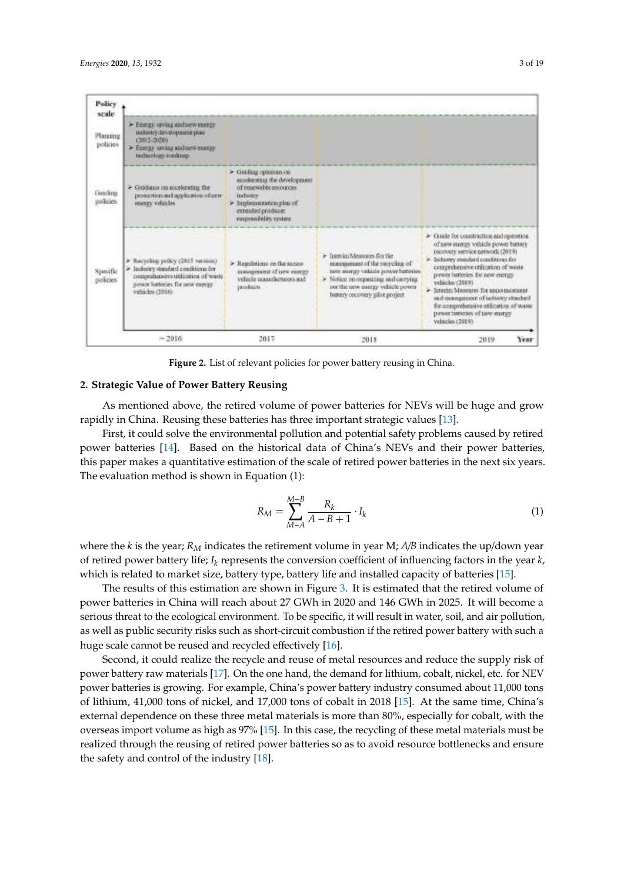| Policy scale | ~2016 | 2017 | 2018 | 2019 |
|---|---|---|---|---|
| Planning policies | ➢ Energy saving and new energy industry development plan (2012-2020)<br>➢ Energy saving and new energy technology roadmap | | | |
| Guiding policies | ➢ Guidance on accelerating the promotion and application of new energy vehicles | ➢ Guiding opinions on accelerating the development of renewable resources industry<br>➢ Implementation plan of extended producer responsibility system | | |
| Specific policies | ➢ Recycling policy (2015 version)<br>➢ Industry standard conditions for comprehensive utilization of waste power batteries for new energy vehicles (2016) | ➢ Regulations on the access management of new energy vehicle manufacturers and products | ➢ Interim Measures for the management of the recycling of new energy vehicle power batteries<br>➢ Notice on organizing and carrying out the new energy vehicle power battery recovery pilot project | ➢ Guide for construction and operation of new energy vehicle power battery recovery service network (2019)<br>➢ Industry standard conditions for comprehensive utilization of waste power batteries for new energy vehicles (2019)<br>➢ Interim Measures for announcement and management of industry standard for comprehensive utilization of waste power batteries of new energy vehicles (2019) |

**Figure 2.** List of relevant policies for power battery reusing in China.

## 2. Strategic Value of Power Battery Reusing

As mentioned above, the retired volume of power batteries for NEVs will be huge and grow rapidly in China. Reusing these batteries has three important strategic values [13].

First, it could solve the environmental pollution and potential safety problems caused by retired power batteries [14]. Based on the historical data of China's NEVs and their power batteries, this paper makes a quantitative estimation of the scale of retired power batteries in the next six years. The evaluation method is shown in Equation (1):

$$R_M = \sum_{M-A}^{M-B} \frac{R_k}{A-B+1} \cdot I_k \tag{1}$$

where the $k$ is the year; $R_M$ indicates the retirement volume in year M; *A/B* indicates the up/down year of retired power battery life; $I_k$ represents the conversion coefficient of influencing factors in the year $k$, which is related to market size, battery type, battery life and installed capacity of batteries [15].

The results of this estimation are shown in Figure 3. It is estimated that the retired volume of power batteries in China will reach about 27 GWh in 2020 and 146 GWh in 2025. It will become a serious threat to the ecological environment. To be specific, it will result in water, soil, and air pollution, as well as public security risks such as short-circuit combustion if the retired power battery with such a huge scale cannot be reused and recycled effectively [16].

Second, it could realize the recycle and reuse of metal resources and reduce the supply risk of power battery raw materials [17]. On the one hand, the demand for lithium, cobalt, nickel, etc. for NEV power batteries is growing. For example, China's power battery industry consumed about 11,000 tons of lithium, 41,000 tons of nickel, and 17,000 tons of cobalt in 2018 [15]. At the same time, China's external dependence on these three metal materials is more than 80%, especially for cobalt, with the overseas import volume as high as 97% [15]. In this case, the recycling of these metal materials must be realized through the reusing of retired power batteries so as to avoid resource bottlenecks and ensure the safety and control of the industry [18].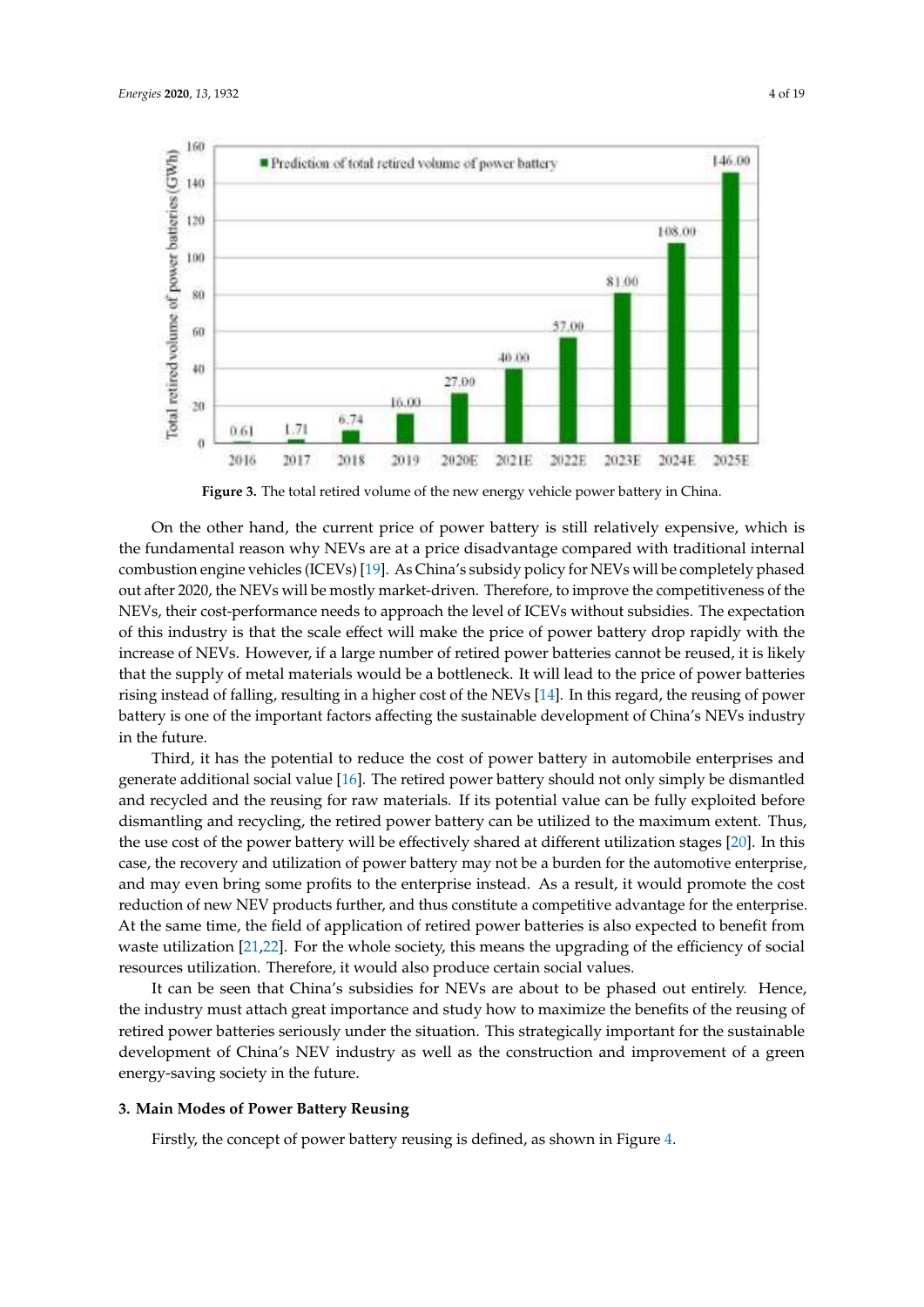Figure 3. The total retired volume of the new energy vehicle power battery in China.

On the other hand, the current price of power battery is still relatively expensive, which is the fundamental reason why NEVs are at a price disadvantage compared with traditional internal combustion engine vehicles (ICEVs) [19]. As China's subsidy policy for NEVs will be completely phased out after 2020, the NEVs will be mostly market-driven. Therefore, to improve the competitiveness of the NEVs, their cost-performance needs to approach the level of ICEVs without subsidies. The expectation of this industry is that the scale effect will make the price of power battery drop rapidly with the increase of NEVs. However, if a large number of retired power batteries cannot be reused, it is likely that the supply of metal materials would be a bottleneck. It will lead to the price of power batteries rising instead of falling, resulting in a higher cost of the NEVs [14]. In this regard, the reusing of power battery is one of the important factors affecting the sustainable development of China's NEVs industry in the future.

Third, it has the potential to reduce the cost of power battery in automobile enterprises and generate additional social value [16]. The retired power battery should not only simply be dismantled and recycled and the reusing for raw materials. If its potential value can be fully exploited before dismantling and recycling, the retired power battery can be utilized to the maximum extent. Thus, the use cost of the power battery will be effectively shared at different utilization stages [20]. In this case, the recovery and utilization of power battery may not be a burden for the automotive enterprise, and may even bring some profits to the enterprise instead. As a result, it would promote the cost reduction of new NEV products further, and thus constitute a competitive advantage for the enterprise. At the same time, the field of application of retired power batteries is also expected to benefit from waste utilization [21,22]. For the whole society, this means the upgrading of the efficiency of social resources utilization. Therefore, it would also produce certain social values.

It can be seen that China's subsidies for NEVs are about to be phased out entirely. Hence, the industry must attach great importance and study how to maximize the benefits of the reusing of retired power batteries seriously under the situation. This strategically important for the sustainable development of China's NEV industry as well as the construction and improvement of a green energy-saving society in the future.

## 3. Main Modes of Power Battery Reusing

Firstly, the concept of power battery reusing is defined, as shown in Figure 4.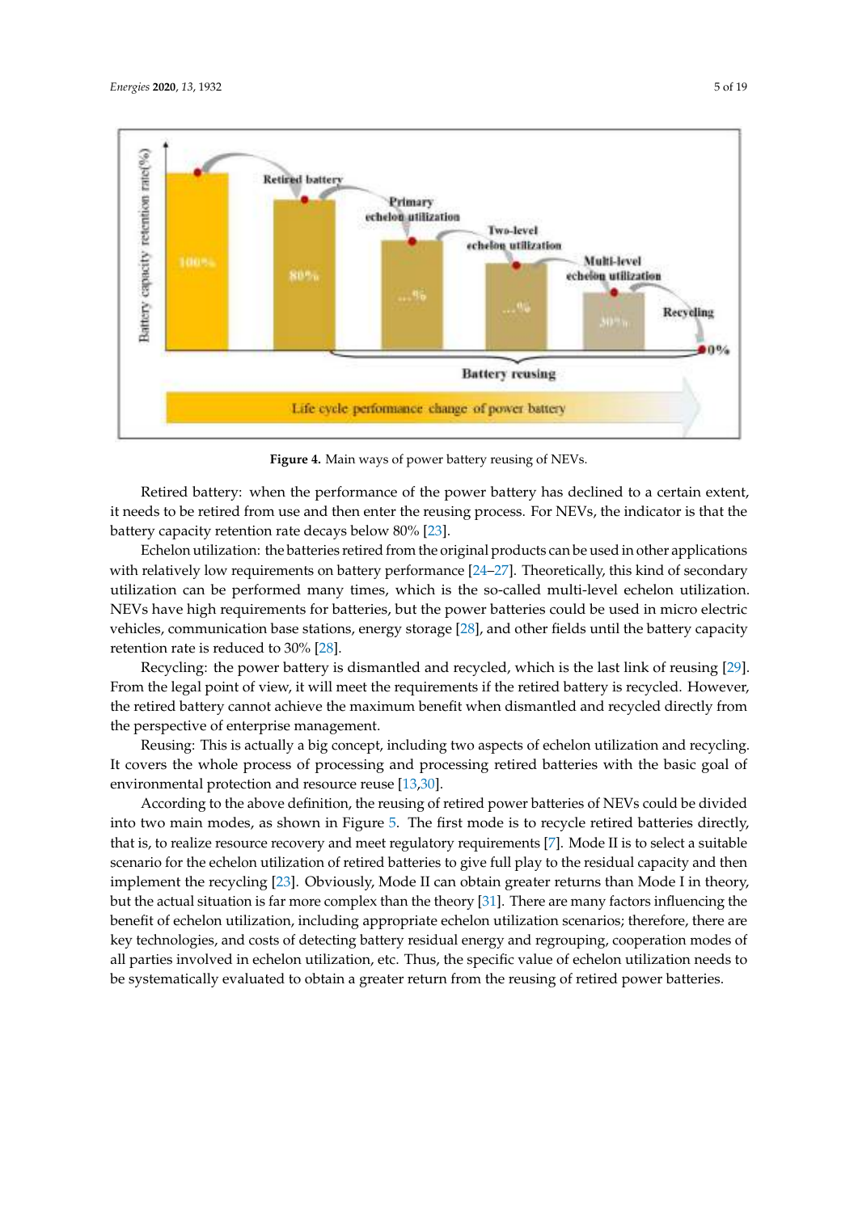Figure 4. Main ways of power battery reusing of NEVs.

Retired battery: when the performance of the power battery has declined to a certain extent, it needs to be retired from use and then enter the reusing process. For NEVs, the indicator is that the battery capacity retention rate decays below 80% [23].

Echelon utilization: the batteries retired from the original products can be used in other applications with relatively low requirements on battery performance [24–27]. Theoretically, this kind of secondary utilization can be performed many times, which is the so-called multi-level echelon utilization. NEVs have high requirements for batteries, but the power batteries could be used in micro electric vehicles, communication base stations, energy storage [28], and other fields until the battery capacity retention rate is reduced to 30% [28].

Recycling: the power battery is dismantled and recycled, which is the last link of reusing [29]. From the legal point of view, it will meet the requirements if the retired battery is recycled. However, the retired battery cannot achieve the maximum benefit when dismantled and recycled directly from the perspective of enterprise management.

Reusing: This is actually a big concept, including two aspects of echelon utilization and recycling. It covers the whole process of processing and processing retired batteries with the basic goal of environmental protection and resource reuse [13,30].

According to the above definition, the reusing of retired power batteries of NEVs could be divided into two main modes, as shown in Figure 5. The first mode is to recycle retired batteries directly, that is, to realize resource recovery and meet regulatory requirements [7]. Mode II is to select a suitable scenario for the echelon utilization of retired batteries to give full play to the residual capacity and then implement the recycling [23]. Obviously, Mode II can obtain greater returns than Mode I in theory, but the actual situation is far more complex than the theory [31]. There are many factors influencing the benefit of echelon utilization, including appropriate echelon utilization scenarios; therefore, there are key technologies, and costs of detecting battery residual energy and regrouping, cooperation modes of all parties involved in echelon utilization, etc. Thus, the specific value of echelon utilization needs to be systematically evaluated to obtain a greater return from the reusing of retired power batteries.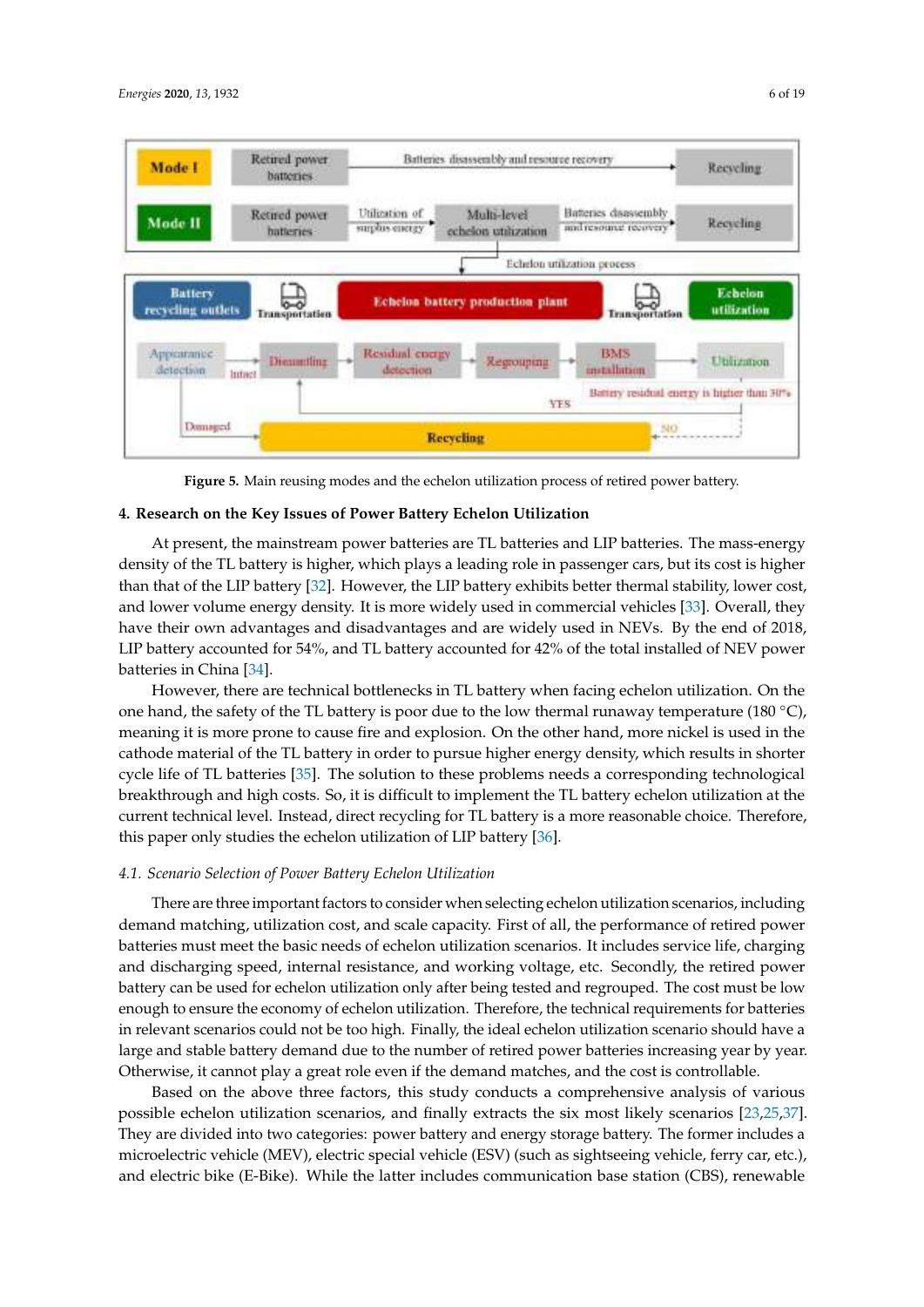**Figure 5.** Main reusing modes and the echelon utilization process of retired power battery.

## 4. Research on the Key Issues of Power Battery Echelon Utilization

At present, the mainstream power batteries are TL batteries and LIP batteries. The mass-energy density of the TL battery is higher, which plays a leading role in passenger cars, but its cost is higher than that of the LIP battery [32]. However, the LIP battery exhibits better thermal stability, lower cost, and lower volume energy density. It is more widely used in commercial vehicles [33]. Overall, they have their own advantages and disadvantages and are widely used in NEVs. By the end of 2018, LIP battery accounted for 54%, and TL battery accounted for 42% of the total installed of NEV power batteries in China [34].

However, there are technical bottlenecks in TL battery when facing echelon utilization. On the one hand, the safety of the TL battery is poor due to the low thermal runaway temperature (180 °C), meaning it is more prone to cause fire and explosion. On the other hand, more nickel is used in the cathode material of the TL battery in order to pursue higher energy density, which results in shorter cycle life of TL batteries [35]. The solution to these problems needs a corresponding technological breakthrough and high costs. So, it is difficult to implement the TL battery echelon utilization at the current technical level. Instead, direct recycling for TL battery is a more reasonable choice. Therefore, this paper only studies the echelon utilization of LIP battery [36].

### 4.1. Scenario Selection of Power Battery Echelon Utilization

There are three important factors to consider when selecting echelon utilization scenarios, including demand matching, utilization cost, and scale capacity. First of all, the performance of retired power batteries must meet the basic needs of echelon utilization scenarios. It includes service life, charging and discharging speed, internal resistance, and working voltage, etc. Secondly, the retired power battery can be used for echelon utilization only after being tested and regrouped. The cost must be low enough to ensure the economy of echelon utilization. Therefore, the technical requirements for batteries in relevant scenarios could not be too high. Finally, the ideal echelon utilization scenario should have a large and stable battery demand due to the number of retired power batteries increasing year by year. Otherwise, it cannot play a great role even if the demand matches, and the cost is controllable.

Based on the above three factors, this study conducts a comprehensive analysis of various possible echelon utilization scenarios, and finally extracts the six most likely scenarios [23,25,37]. They are divided into two categories: power battery and energy storage battery. The former includes a microelectric vehicle (MEV), electric special vehicle (ESV) (such as sightseeing vehicle, ferry car, etc.), and electric bike (E-Bike). While the latter includes communication base station (CBS), renewable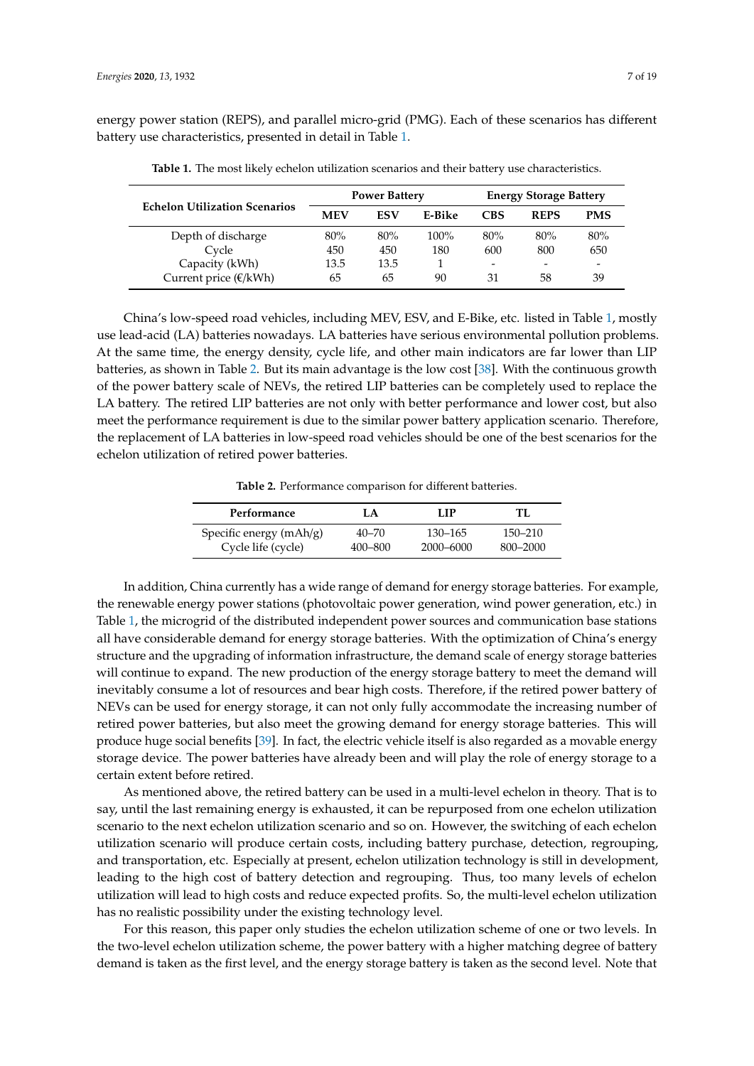energy power station (REPS), and parallel micro-grid (PMG). Each of these scenarios has different battery use characteristics, presented in detail in Table 1.

**Table 1.** The most likely echelon utilization scenarios and their battery use characteristics.

| Echelon Utilization Scenarios | Power Battery | | | Energy Storage Battery | | |
|---|---|---|---|---|---|---|
| | **MEV** | **ESV** | **E-Bike** | **CBS** | **REPS** | **PMS** |
| Depth of discharge | 80% | 80% | 100% | 80% | 80% | 80% |
| Cycle | 450 | 450 | 180 | 600 | 800 | 650 |
| Capacity (kWh) | 13.5 | 13.5 | 1 | - | - | - |
| Current price (€/kWh) | 65 | 65 | 90 | 31 | 58 | 39 |

China's low-speed road vehicles, including MEV, ESV, and E-Bike, etc. listed in Table 1, mostly use lead-acid (LA) batteries nowadays. LA batteries have serious environmental pollution problems. At the same time, the energy density, cycle life, and other main indicators are far lower than LIP batteries, as shown in Table 2. But its main advantage is the low cost [38]. With the continuous growth of the power battery scale of NEVs, the retired LIP batteries can be completely used to replace the LA battery. The retired LIP batteries are not only with better performance and lower cost, but also meet the performance requirement is due to the similar power battery application scenario. Therefore, the replacement of LA batteries in low-speed road vehicles should be one of the best scenarios for the echelon utilization of retired power batteries.

**Table 2.** Performance comparison for different batteries.

| Performance | LA | LIP | TL |
|---|---|---|---|
| Specific energy (mAh/g) | 40–70 | 130–165 | 150–210 |
| Cycle life (cycle) | 400–800 | 2000–6000 | 800–2000 |

In addition, China currently has a wide range of demand for energy storage batteries. For example, the renewable energy power stations (photovoltaic power generation, wind power generation, etc.) in Table 1, the microgrid of the distributed independent power sources and communication base stations all have considerable demand for energy storage batteries. With the optimization of China's energy structure and the upgrading of information infrastructure, the demand scale of energy storage batteries will continue to expand. The new production of the energy storage battery to meet the demand will inevitably consume a lot of resources and bear high costs. Therefore, if the retired power battery of NEVs can be used for energy storage, it can not only fully accommodate the increasing number of retired power batteries, but also meet the growing demand for energy storage batteries. This will produce huge social benefits [39]. In fact, the electric vehicle itself is also regarded as a movable energy storage device. The power batteries have already been and will play the role of energy storage to a certain extent before retired.

As mentioned above, the retired battery can be used in a multi-level echelon in theory. That is to say, until the last remaining energy is exhausted, it can be repurposed from one echelon utilization scenario to the next echelon utilization scenario and so on. However, the switching of each echelon utilization scenario will produce certain costs, including battery purchase, detection, regrouping, and transportation, etc. Especially at present, echelon utilization technology is still in development, leading to the high cost of battery detection and regrouping. Thus, too many levels of echelon utilization will lead to high costs and reduce expected profits. So, the multi-level echelon utilization has no realistic possibility under the existing technology level.

For this reason, this paper only studies the echelon utilization scheme of one or two levels. In the two-level echelon utilization scheme, the power battery with a higher matching degree of battery demand is taken as the first level, and the energy storage battery is taken as the second level. Note that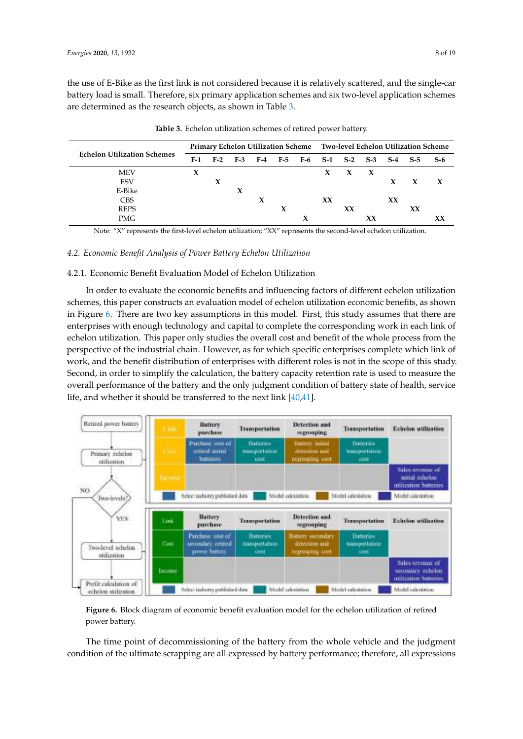the use of E-Bike as the first link is not considered because it is relatively scattered, and the single-car battery load is small. Therefore, six primary application schemes and six two-level application schemes are determined as the research objects, as shown in Table 3.

**Table 3.** Echelon utilization schemes of retired power battery.

| Echelon Utilization Schemes | Primary Echelon Utilization Scheme | | | | | | Two-level Echelon Utilization Scheme | | | | | |
|---|---|---|---|---|---|---|---|---|---|---|---|---|
| | F-1 | F-2 | F-3 | F-4 | F-5 | F-6 | S-1 | S-2 | S-3 | S-4 | S-5 | S-6 |
| MEV | X | | | | | | X | X | X | | | |
| ESV | | X | | | | | | | | X | X | X |
| E-Bike | | | X | | | | | | | | | |
| CBS | | | | X | | | XX | | | XX | | |
| REPS | | | | | X | | | XX | | | XX | |
| PMG | | | | | | X | | | XX | | | XX |

Note: "X" represents the first-level echelon utilization; "XX" represents the second-level echelon utilization.

## 4.2. Economic Benefit Analysis of Power Battery Echelon Utilization

### 4.2.1. Economic Benefit Evaluation Model of Echelon Utilization

In order to evaluate the economic benefits and influencing factors of different echelon utilization schemes, this paper constructs an evaluation model of echelon utilization economic benefits, as shown in Figure 6. There are two key assumptions in this model. First, this study assumes that there are enterprises with enough technology and capital to complete the corresponding work in each link of echelon utilization. This paper only studies the overall cost and benefit of the whole process from the perspective of the industrial chain. However, as for which specific enterprises complete which link of work, and the benefit distribution of enterprises with different roles is not in the scope of this study. Second, in order to simplify the calculation, the battery capacity retention rate is used to measure the overall performance of the battery and the only judgment condition of battery state of health, service life, and whether it should be transferred to the next link [40,41].

**Figure 6.** Block diagram of economic benefit evaluation model for the echelon utilization of retired power battery.

The time point of decommissioning of the battery from the whole vehicle and the judgment condition of the ultimate scrapping are all expressed by battery performance; therefore, all expressions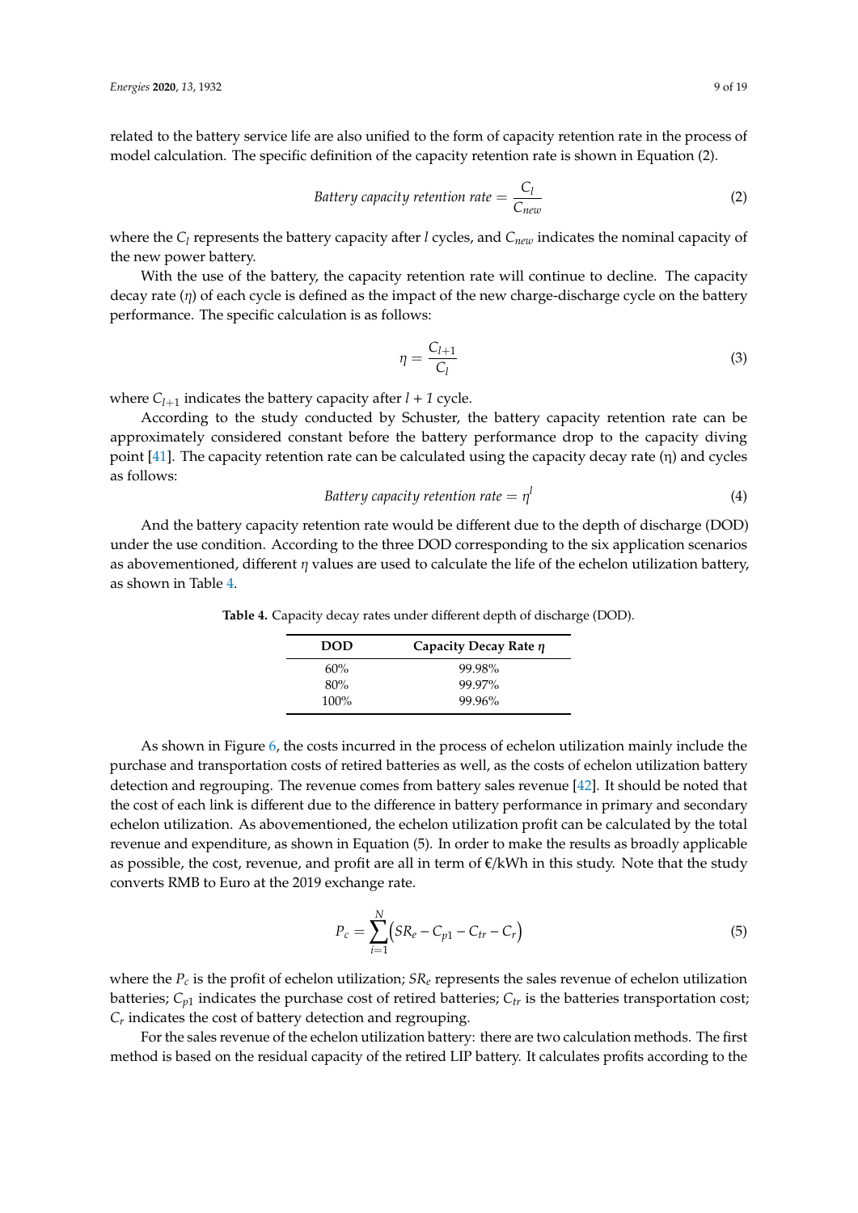related to the battery service life are also unified to the form of capacity retention rate in the process of model calculation. The specific definition of the capacity retention rate is shown in Equation (2).

$$\text{Battery capacity retention rate} = \frac{C_l}{C_{new}} \tag{2}$$

where the $C_l$ represents the battery capacity after $l$ cycles, and $C_{new}$ indicates the nominal capacity of the new power battery.

With the use of the battery, the capacity retention rate will continue to decline. The capacity decay rate ($\eta$) of each cycle is defined as the impact of the new charge-discharge cycle on the battery performance. The specific calculation is as follows:

$$\eta = \frac{C_{l+1}}{C_l} \tag{3}$$

where $C_{l+1}$ indicates the battery capacity after $l + 1$ cycle.

According to the study conducted by Schuster, the battery capacity retention rate can be approximately considered constant before the battery performance drop to the capacity diving point [41]. The capacity retention rate can be calculated using the capacity decay rate (η) and cycles as follows:

$$\text{Battery capacity retention rate} = \eta^l \tag{4}$$

And the battery capacity retention rate would be different due to the depth of discharge (DOD) under the use condition. According to the three DOD corresponding to the six application scenarios as abovementioned, different $\eta$ values are used to calculate the life of the echelon utilization battery, as shown in Table 4.

**Table 4.** Capacity decay rates under different depth of discharge (DOD).

| DOD | Capacity Decay Rate $\eta$ |
| --- | --- |
| 60% | 99.98% |
| 80% | 99.97% |
| 100% | 99.96% |

As shown in Figure 6, the costs incurred in the process of echelon utilization mainly include the purchase and transportation costs of retired batteries as well, as the costs of echelon utilization battery detection and regrouping. The revenue comes from battery sales revenue [42]. It should be noted that the cost of each link is different due to the difference in battery performance in primary and secondary echelon utilization. As abovementioned, the echelon utilization profit can be calculated by the total revenue and expenditure, as shown in Equation (5). In order to make the results as broadly applicable as possible, the cost, revenue, and profit are all in term of €/kWh in this study. Note that the study converts RMB to Euro at the 2019 exchange rate.

$$P_c = \sum_{i=1}^{N} \left( SR_e - C_{p1} - C_{tr} - C_r \right) \tag{5}$$

where the $P_c$ is the profit of echelon utilization; $SR_e$ represents the sales revenue of echelon utilization batteries; $C_{p1}$ indicates the purchase cost of retired batteries; $C_{tr}$ is the batteries transportation cost; $C_r$ indicates the cost of battery detection and regrouping.

For the sales revenue of the echelon utilization battery: there are two calculation methods. The first method is based on the residual capacity of the retired LIP battery. It calculates profits according to the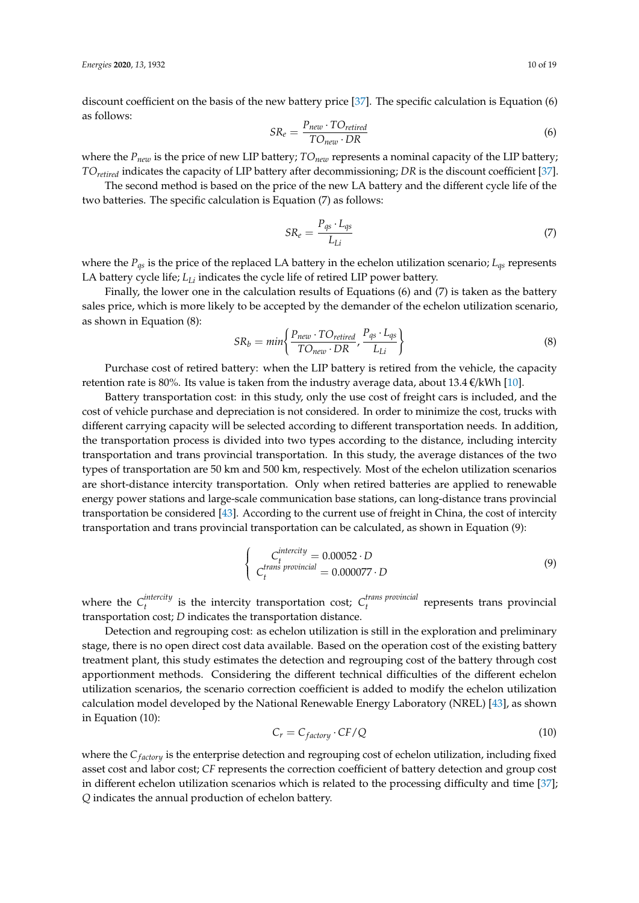discount coefficient on the basis of the new battery price [37]. The specific calculation is Equation (6) as follows:

$$SR_e = \frac{P_{new} \cdot TO_{retired}}{TO_{new} \cdot DR} \tag{6}$$

where the $P_{new}$ is the price of new LIP battery; $TO_{new}$ represents a nominal capacity of the LIP battery; $TO_{retired}$ indicates the capacity of LIP battery after decommissioning; $DR$ is the discount coefficient [37].

The second method is based on the price of the new LA battery and the different cycle life of the two batteries. The specific calculation is Equation (7) as follows:

$$SR_e = \frac{P_{qs} \cdot L_{qs}}{L_{Li}} \tag{7}$$

where the $P_{qs}$ is the price of the replaced LA battery in the echelon utilization scenario; $L_{qs}$ represents LA battery cycle life; $L_{Li}$ indicates the cycle life of retired LIP power battery.

Finally, the lower one in the calculation results of Equations (6) and (7) is taken as the battery sales price, which is more likely to be accepted by the demander of the echelon utilization scenario, as shown in Equation (8):

$$SR_b = min\left\{\frac{P_{new} \cdot TO_{retired}}{TO_{new} \cdot DR}, \frac{P_{qs} \cdot L_{qs}}{L_{Li}}\right\} \tag{8}$$

Purchase cost of retired battery: when the LIP battery is retired from the vehicle, the capacity retention rate is 80%. Its value is taken from the industry average data, about 13.4 €/kWh [10].

Battery transportation cost: in this study, only the use cost of freight cars is included, and the cost of vehicle purchase and depreciation is not considered. In order to minimize the cost, trucks with different carrying capacity will be selected according to different transportation needs. In addition, the transportation process is divided into two types according to the distance, including intercity transportation and trans provincial transportation. In this study, the average distances of the two types of transportation are 50 km and 500 km, respectively. Most of the echelon utilization scenarios are short-distance intercity transportation. Only when retired batteries are applied to renewable energy power stations and large-scale communication base stations, can long-distance trans provincial transportation be considered [43]. According to the current use of freight in China, the cost of intercity transportation and trans provincial transportation can be calculated, as shown in Equation (9):

$$\begin{cases} C_t^{intercity} = 0.00052 \cdot D \\ C_t^{trans\ provincial} = 0.000077 \cdot D \end{cases} \tag{9}$$

where the $C_t^{intercity}$ is the intercity transportation cost; $C_t^{trans\ provincial}$ represents trans provincial transportation cost; $D$ indicates the transportation distance.

Detection and regrouping cost: as echelon utilization is still in the exploration and preliminary stage, there is no open direct cost data available. Based on the operation cost of the existing battery treatment plant, this study estimates the detection and regrouping cost of the battery through cost apportionment methods. Considering the different technical difficulties of the different echelon utilization scenarios, the scenario correction coefficient is added to modify the echelon utilization calculation model developed by the National Renewable Energy Laboratory (NREL) [43], as shown in Equation (10):

$$C_r = C_{factory} \cdot CF/Q \tag{10}$$

where the $C_{factory}$ is the enterprise detection and regrouping cost of echelon utilization, including fixed asset cost and labor cost; $CF$ represents the correction coefficient of battery detection and group cost in different echelon utilization scenarios which is related to the processing difficulty and time [37]; $Q$ indicates the annual production of echelon battery.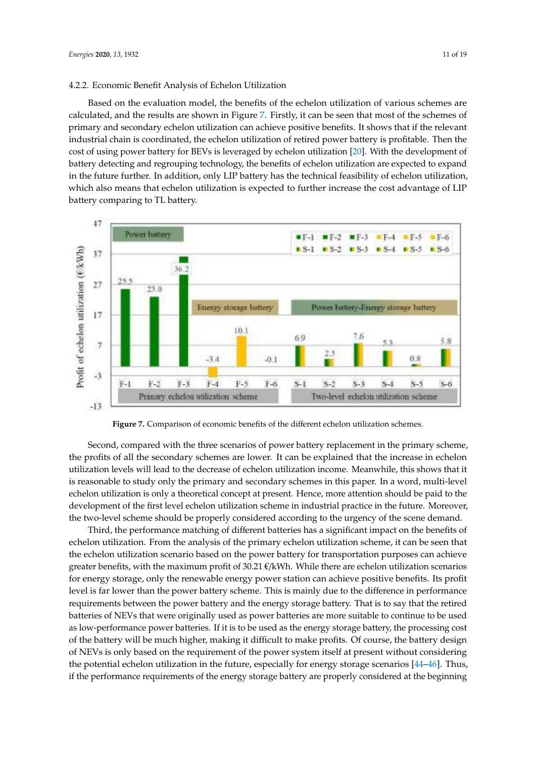#### 4.2.2. Economic Benefit Analysis of Echelon Utilization

Based on the evaluation model, the benefits of the echelon utilization of various schemes are calculated, and the results are shown in Figure 7. Firstly, it can be seen that most of the schemes of primary and secondary echelon utilization can achieve positive benefits. It shows that if the relevant industrial chain is coordinated, the echelon utilization of retired power battery is profitable. Then the cost of using power battery for BEVs is leveraged by echelon utilization [20]. With the development of battery detecting and regrouping technology, the benefits of echelon utilization are expected to expand in the future further. In addition, only LIP battery has the technical feasibility of echelon utilization, which also means that echelon utilization is expected to further increase the cost advantage of LIP battery comparing to TL battery.

**Figure 7.** Comparison of economic benefits of the different echelon utilization schemes.

Second, compared with the three scenarios of power battery replacement in the primary scheme, the profits of all the secondary schemes are lower. It can be explained that the increase in echelon utilization levels will lead to the decrease of echelon utilization income. Meanwhile, this shows that it is reasonable to study only the primary and secondary schemes in this paper. In a word, multi-level echelon utilization is only a theoretical concept at present. Hence, more attention should be paid to the development of the first level echelon utilization scheme in industrial practice in the future. Moreover, the two-level scheme should be properly considered according to the urgency of the scene demand.

Third, the performance matching of different batteries has a significant impact on the benefits of echelon utilization. From the analysis of the primary echelon utilization scheme, it can be seen that the echelon utilization scenario based on the power battery for transportation purposes can achieve greater benefits, with the maximum profit of 30.21 €/kWh. While there are echelon utilization scenarios for energy storage, only the renewable energy power station can achieve positive benefits. Its profit level is far lower than the power battery scheme. This is mainly due to the difference in performance requirements between the power battery and the energy storage battery. That is to say that the retired batteries of NEVs that were originally used as power batteries are more suitable to continue to be used as low-performance power batteries. If it is to be used as the energy storage battery, the processing cost of the battery will be much higher, making it difficult to make profits. Of course, the battery design of NEVs is only based on the requirement of the power system itself at present without considering the potential echelon utilization in the future, especially for energy storage scenarios [44–46]. Thus, if the performance requirements of the energy storage battery are properly considered at the beginning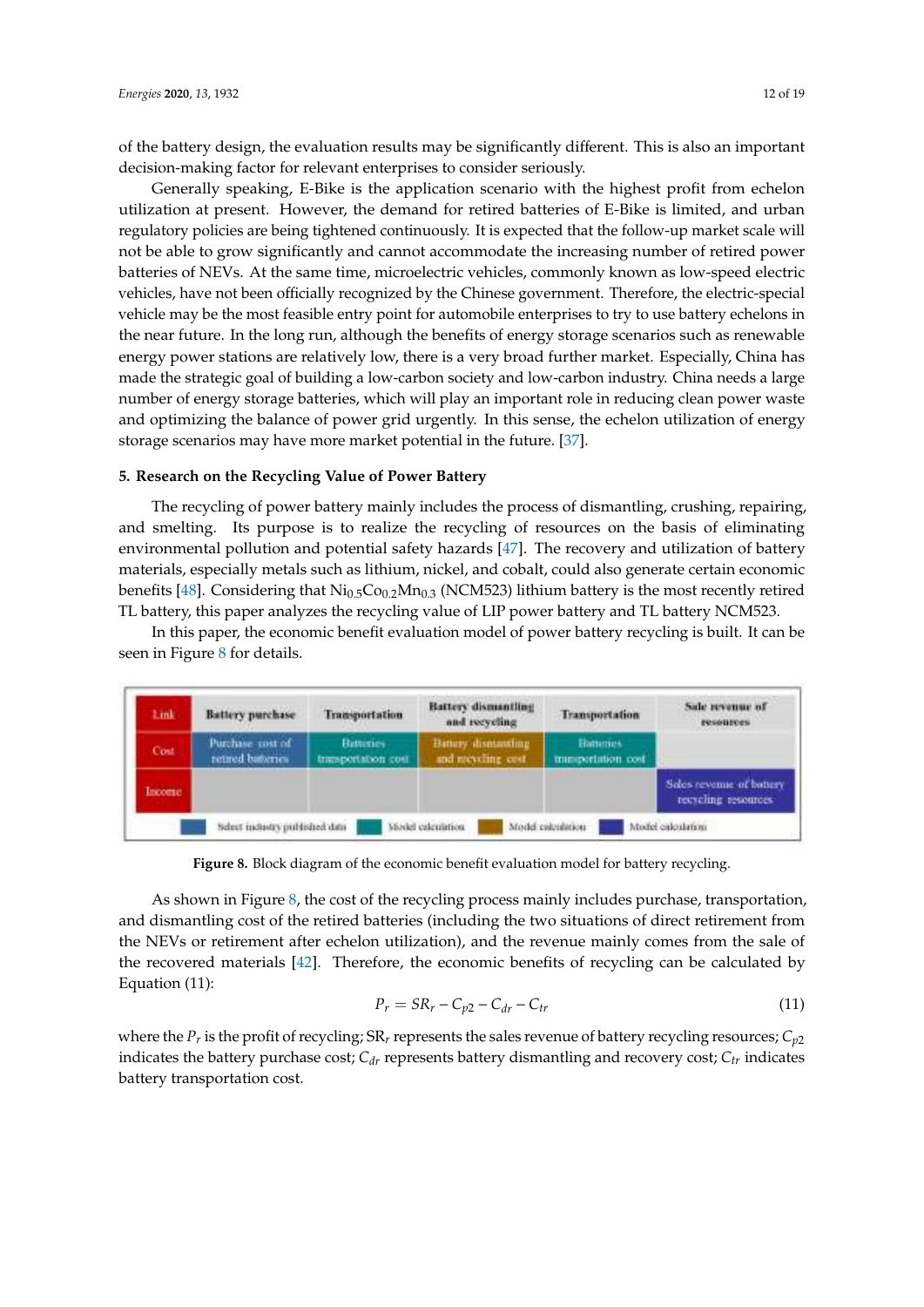of the battery design, the evaluation results may be significantly different. This is also an important decision-making factor for relevant enterprises to consider seriously.

Generally speaking, E-Bike is the application scenario with the highest profit from echelon utilization at present. However, the demand for retired batteries of E-Bike is limited, and urban regulatory policies are being tightened continuously. It is expected that the follow-up market scale will not be able to grow significantly and cannot accommodate the increasing number of retired power batteries of NEVs. At the same time, microelectric vehicles, commonly known as low-speed electric vehicles, have not been officially recognized by the Chinese government. Therefore, the electric-special vehicle may be the most feasible entry point for automobile enterprises to try to use battery echelons in the near future. In the long run, although the benefits of energy storage scenarios such as renewable energy power stations are relatively low, there is a very broad further market. Especially, China has made the strategic goal of building a low-carbon society and low-carbon industry. China needs a large number of energy storage batteries, which will play an important role in reducing clean power waste and optimizing the balance of power grid urgently. In this sense, the echelon utilization of energy storage scenarios may have more market potential in the future. [37].

## 5. Research on the Recycling Value of Power Battery

The recycling of power battery mainly includes the process of dismantling, crushing, repairing, and smelting. Its purpose is to realize the recycling of resources on the basis of eliminating environmental pollution and potential safety hazards [47]. The recovery and utilization of battery materials, especially metals such as lithium, nickel, and cobalt, could also generate certain economic benefits [48]. Considering that $Ni_{0.5}Co_{0.2}Mn_{0.3}$ (NCM523) lithium battery is the most recently retired TL battery, this paper analyzes the recycling value of LIP power battery and TL battery NCM523.

In this paper, the economic benefit evaluation model of power battery recycling is built. It can be seen in Figure 8 for details.

| Link | Battery purchase | Transportation | Battery dismantling and recycling | Transportation | Sale revenue of resources |
|---|---|---|---|---|---|
| Cost | Purchase cost of retired batteries | Batteries transportation cost | Battery dismantling and recycling cost | Batteries transportation cost | |
| Income | | | | | Sales revenue of battery recycling resources |

Legend: Select industry published data; Model calculation; Model calculation; Model calculation

**Figure 8.** Block diagram of the economic benefit evaluation model for battery recycling.

As shown in Figure 8, the cost of the recycling process mainly includes purchase, transportation, and dismantling cost of the retired batteries (including the two situations of direct retirement from the NEVs or retirement after echelon utilization), and the revenue mainly comes from the sale of the recovered materials [42]. Therefore, the economic benefits of recycling can be calculated by Equation (11):

$$P_r = SR_r - C_{p2} - C_{dr} - C_{tr} \tag{11}$$

where the $P_r$ is the profit of recycling; $SR_r$ represents the sales revenue of battery recycling resources; $C_{p2}$ indicates the battery purchase cost; $C_{dr}$ represents battery dismantling and recovery cost; $C_{tr}$ indicates battery transportation cost.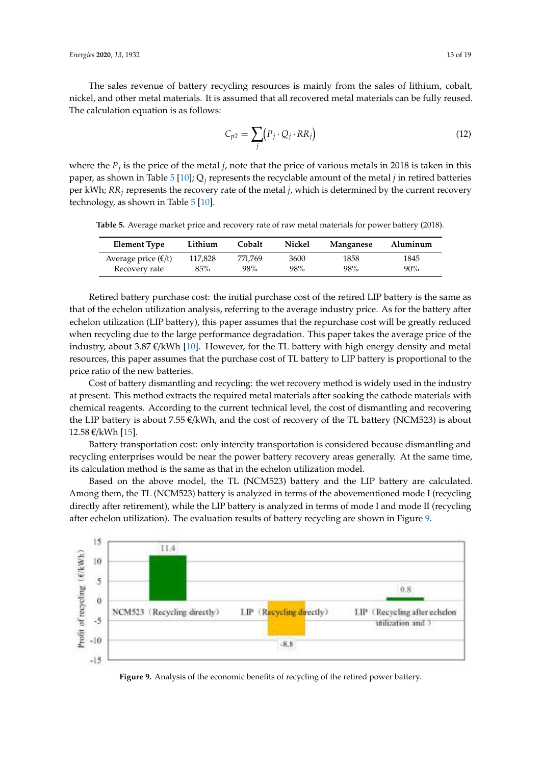The sales revenue of battery recycling resources is mainly from the sales of lithium, cobalt, nickel, and other metal materials. It is assumed that all recovered metal materials can be fully reused. The calculation equation is as follows:

$$C_{p2} = \sum_{j} \left( P_j \cdot Q_j \cdot RR_j \right) \tag{12}$$

where the $P_j$ is the price of the metal $j$, note that the price of various metals in 2018 is taken in this paper, as shown in Table 5 [10]; $Q_j$ represents the recyclable amount of the metal $j$ in retired batteries per kWh; $RR_j$ represents the recovery rate of the metal $j$, which is determined by the current recovery technology, as shown in Table 5 [10].

**Table 5.** Average market price and recovery rate of raw metal materials for power battery (2018).

| Element Type | Lithium | Cobalt | Nickel | Manganese | Aluminum |
|---|---|---|---|---|---|
| Average price (€/t) | 117,828 | 771,769 | 3600 | 1858 | 1845 |
| Recovery rate | 85% | 98% | 98% | 98% | 90% |

Retired battery purchase cost: the initial purchase cost of the retired LIP battery is the same as that of the echelon utilization analysis, referring to the average industry price. As for the battery after echelon utilization (LIP battery), this paper assumes that the repurchase cost will be greatly reduced when recycling due to the large performance degradation. This paper takes the average price of the industry, about 3.87 €/kWh [10]. However, for the TL battery with high energy density and metal resources, this paper assumes that the purchase cost of TL battery to LIP battery is proportional to the price ratio of the new batteries.

Cost of battery dismantling and recycling: the wet recovery method is widely used in the industry at present. This method extracts the required metal materials after soaking the cathode materials with chemical reagents. According to the current technical level, the cost of dismantling and recovering the LIP battery is about 7.55 €/kWh, and the cost of recovery of the TL battery (NCM523) is about 12.58 €/kWh [15].

Battery transportation cost: only intercity transportation is considered because dismantling and recycling enterprises would be near the power battery recovery areas generally. At the same time, its calculation method is the same as that in the echelon utilization model.

Based on the above model, the TL (NCM523) battery and the LIP battery are calculated. Among them, the TL (NCM523) battery is analyzed in terms of the abovementioned mode I (recycling directly after retirement), while the LIP battery is analyzed in terms of mode I and mode II (recycling after echelon utilization). The evaluation results of battery recycling are shown in Figure 9.

**Figure 9.** Analysis of the economic benefits of recycling of the retired power battery.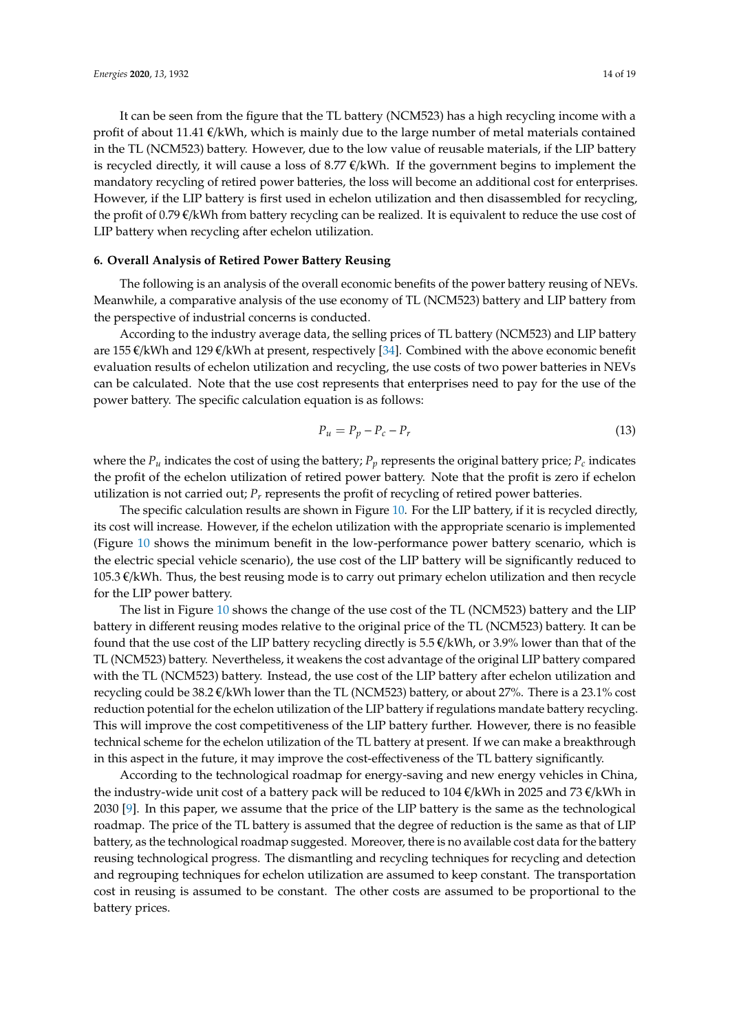It can be seen from the figure that the TL battery (NCM523) has a high recycling income with a profit of about 11.41 €/kWh, which is mainly due to the large number of metal materials contained in the TL (NCM523) battery. However, due to the low value of reusable materials, if the LIP battery is recycled directly, it will cause a loss of 8.77 €/kWh. If the government begins to implement the mandatory recycling of retired power batteries, the loss will become an additional cost for enterprises. However, if the LIP battery is first used in echelon utilization and then disassembled for recycling, the profit of 0.79 €/kWh from battery recycling can be realized. It is equivalent to reduce the use cost of LIP battery when recycling after echelon utilization.

### 6. Overall Analysis of Retired Power Battery Reusing

The following is an analysis of the overall economic benefits of the power battery reusing of NEVs. Meanwhile, a comparative analysis of the use economy of TL (NCM523) battery and LIP battery from the perspective of industrial concerns is conducted.

According to the industry average data, the selling prices of TL battery (NCM523) and LIP battery are 155 €/kWh and 129 €/kWh at present, respectively [34]. Combined with the above economic benefit evaluation results of echelon utilization and recycling, the use costs of two power batteries in NEVs can be calculated. Note that the use cost represents that enterprises need to pay for the use of the power battery. The specific calculation equation is as follows:

$$P_u = P_p - P_c - P_r \tag{13}$$

where the $P_u$ indicates the cost of using the battery; $P_p$ represents the original battery price; $P_c$ indicates the profit of the echelon utilization of retired power battery. Note that the profit is zero if echelon utilization is not carried out; $P_r$ represents the profit of recycling of retired power batteries.

The specific calculation results are shown in Figure 10. For the LIP battery, if it is recycled directly, its cost will increase. However, if the echelon utilization with the appropriate scenario is implemented (Figure 10 shows the minimum benefit in the low-performance power battery scenario, which is the electric special vehicle scenario), the use cost of the LIP battery will be significantly reduced to 105.3 €/kWh. Thus, the best reusing mode is to carry out primary echelon utilization and then recycle for the LIP power battery.

The list in Figure 10 shows the change of the use cost of the TL (NCM523) battery and the LIP battery in different reusing modes relative to the original price of the TL (NCM523) battery. It can be found that the use cost of the LIP battery recycling directly is 5.5 €/kWh, or 3.9% lower than that of the TL (NCM523) battery. Nevertheless, it weakens the cost advantage of the original LIP battery compared with the TL (NCM523) battery. Instead, the use cost of the LIP battery after echelon utilization and recycling could be 38.2 €/kWh lower than the TL (NCM523) battery, or about 27%. There is a 23.1% cost reduction potential for the echelon utilization of the LIP battery if regulations mandate battery recycling. This will improve the cost competitiveness of the LIP battery further. However, there is no feasible technical scheme for the echelon utilization of the TL battery at present. If we can make a breakthrough in this aspect in the future, it may improve the cost-effectiveness of the TL battery significantly.

According to the technological roadmap for energy-saving and new energy vehicles in China, the industry-wide unit cost of a battery pack will be reduced to 104 €/kWh in 2025 and 73 €/kWh in 2030 [9]. In this paper, we assume that the price of the LIP battery is the same as the technological roadmap. The price of the TL battery is assumed that the degree of reduction is the same as that of LIP battery, as the technological roadmap suggested. Moreover, there is no available cost data for the battery reusing technological progress. The dismantling and recycling techniques for recycling and detection and regrouping techniques for echelon utilization are assumed to keep constant. The transportation cost in reusing is assumed to be constant. The other costs are assumed to be proportional to the battery prices.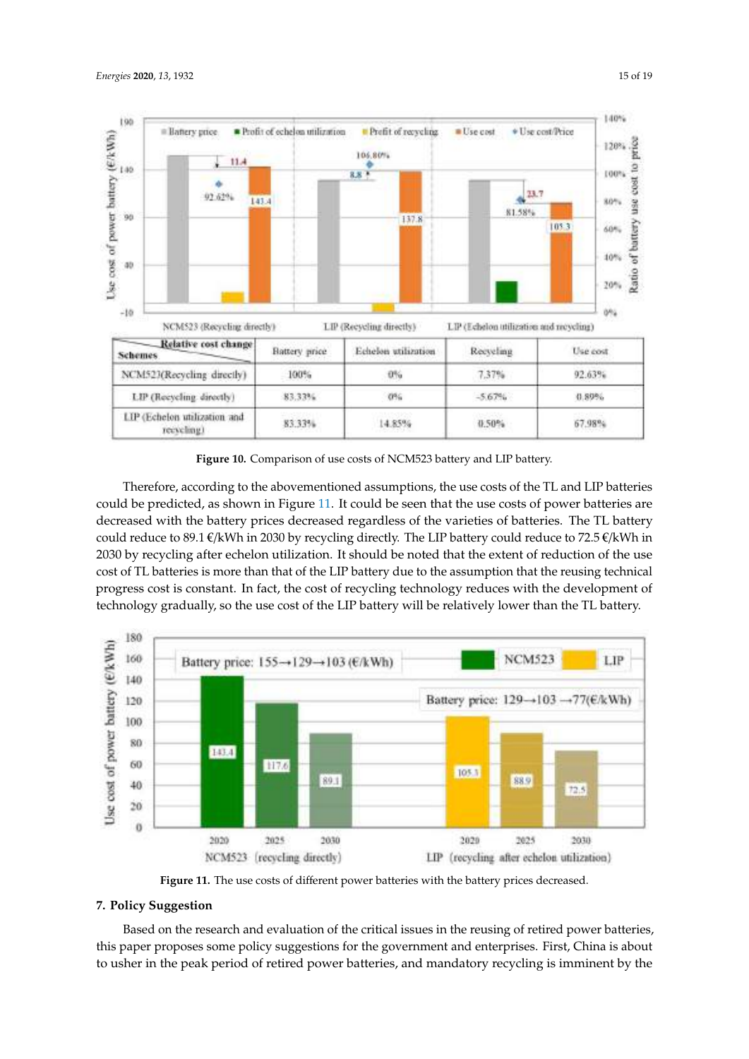| Relative cost change / Schemes | Battery price | Echelon utilization | Recycling | Use cost |
|---|---|---|---|---|
| NCM523(Recycling directly) | 100% | 0% | 7.37% | 92.63% |
| LIP (Recycling directly) | 83.33% | 0% | -5.67% | 0.89% |
| LIP (Echelon utilization and recycling) | 83.33% | 14.85% | 0.50% | 67.98% |

**Figure 10.** Comparison of use costs of NCM523 battery and LIP battery.

Therefore, according to the abovementioned assumptions, the use costs of the TL and LIP batteries could be predicted, as shown in Figure 11. It could be seen that the use costs of power batteries are decreased with the battery prices decreased regardless of the varieties of batteries. The TL battery could reduce to 89.1 €/kWh in 2030 by recycling directly. The LIP battery could reduce to 72.5 €/kWh in 2030 by recycling after echelon utilization. It should be noted that the extent of reduction of the use cost of TL batteries is more than that of the LIP battery due to the assumption that the reusing technical progress cost is constant. In fact, the cost of recycling technology reduces with the development of technology gradually, so the use cost of the LIP battery will be relatively lower than the TL battery.

**Figure 11.** The use costs of different power batteries with the battery prices decreased.

## 7. Policy Suggestion

Based on the research and evaluation of the critical issues in the reusing of retired power batteries, this paper proposes some policy suggestions for the government and enterprises. First, China is about to usher in the peak period of retired power batteries, and mandatory recycling is imminent by the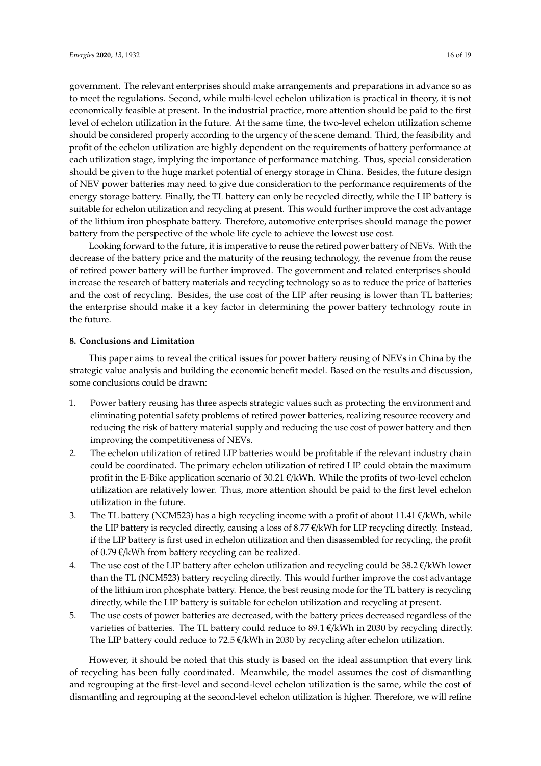government. The relevant enterprises should make arrangements and preparations in advance so as to meet the regulations. Second, while multi-level echelon utilization is practical in theory, it is not economically feasible at present. In the industrial practice, more attention should be paid to the first level of echelon utilization in the future. At the same time, the two-level echelon utilization scheme should be considered properly according to the urgency of the scene demand. Third, the feasibility and profit of the echelon utilization are highly dependent on the requirements of battery performance at each utilization stage, implying the importance of performance matching. Thus, special consideration should be given to the huge market potential of energy storage in China. Besides, the future design of NEV power batteries may need to give due consideration to the performance requirements of the energy storage battery. Finally, the TL battery can only be recycled directly, while the LIP battery is suitable for echelon utilization and recycling at present. This would further improve the cost advantage of the lithium iron phosphate battery. Therefore, automotive enterprises should manage the power battery from the perspective of the whole life cycle to achieve the lowest use cost.

Looking forward to the future, it is imperative to reuse the retired power battery of NEVs. With the decrease of the battery price and the maturity of the reusing technology, the revenue from the reuse of retired power battery will be further improved. The government and related enterprises should increase the research of battery materials and recycling technology so as to reduce the price of batteries and the cost of recycling. Besides, the use cost of the LIP after reusing is lower than TL batteries; the enterprise should make it a key factor in determining the power battery technology route in the future.

## 8. Conclusions and Limitation

This paper aims to reveal the critical issues for power battery reusing of NEVs in China by the strategic value analysis and building the economic benefit model. Based on the results and discussion, some conclusions could be drawn:

1. Power battery reusing has three aspects strategic values such as protecting the environment and eliminating potential safety problems of retired power batteries, realizing resource recovery and reducing the risk of battery material supply and reducing the use cost of power battery and then improving the competitiveness of NEVs.
2. The echelon utilization of retired LIP batteries would be profitable if the relevant industry chain could be coordinated. The primary echelon utilization of retired LIP could obtain the maximum profit in the E-Bike application scenario of 30.21 €/kWh. While the profits of two-level echelon utilization are relatively lower. Thus, more attention should be paid to the first level echelon utilization in the future.
3. The TL battery (NCM523) has a high recycling income with a profit of about 11.41 €/kWh, while the LIP battery is recycled directly, causing a loss of 8.77 €/kWh for LIP recycling directly. Instead, if the LIP battery is first used in echelon utilization and then disassembled for recycling, the profit of 0.79 €/kWh from battery recycling can be realized.
4. The use cost of the LIP battery after echelon utilization and recycling could be 38.2 €/kWh lower than the TL (NCM523) battery recycling directly. This would further improve the cost advantage of the lithium iron phosphate battery. Hence, the best reusing mode for the TL battery is recycling directly, while the LIP battery is suitable for echelon utilization and recycling at present.
5. The use costs of power batteries are decreased, with the battery prices decreased regardless of the varieties of batteries. The TL battery could reduce to 89.1 €/kWh in 2030 by recycling directly. The LIP battery could reduce to 72.5 €/kWh in 2030 by recycling after echelon utilization.

However, it should be noted that this study is based on the ideal assumption that every link of recycling has been fully coordinated. Meanwhile, the model assumes the cost of dismantling and regrouping at the first-level and second-level echelon utilization is the same, while the cost of dismantling and regrouping at the second-level echelon utilization is higher. Therefore, we will refine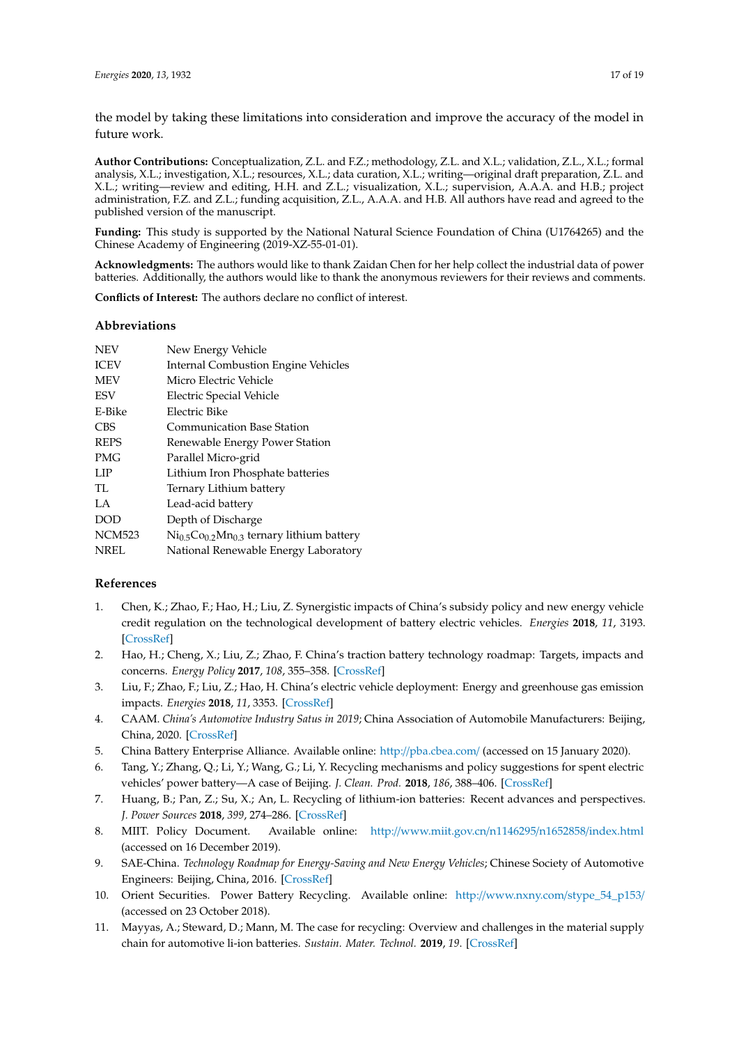the model by taking these limitations into consideration and improve the accuracy of the model in future work.

**Author Contributions:** Conceptualization, Z.L. and F.Z.; methodology, Z.L. and X.L.; validation, Z.L., X.L.; formal analysis, X.L.; investigation, X.L.; resources, X.L.; data curation, X.L.; writing—original draft preparation, Z.L. and X.L.; writing—review and editing, H.H. and Z.L.; visualization, X.L.; supervision, A.A.A. and H.B.; project administration, F.Z. and Z.L.; funding acquisition, Z.L., A.A.A. and H.B. All authors have read and agreed to the published version of the manuscript.

**Funding:** This study is supported by the National Natural Science Foundation of China (U1764265) and the Chinese Academy of Engineering (2019-XZ-55-01-01).

**Acknowledgments:** The authors would like to thank Zaidan Chen for her help collect the industrial data of power batteries. Additionally, the authors would like to thank the anonymous reviewers for their reviews and comments.

**Conflicts of Interest:** The authors declare no conflict of interest.

## Abbreviations

| | |
|---|---|
| NEV | New Energy Vehicle |
| ICEV | Internal Combustion Engine Vehicles |
| MEV | Micro Electric Vehicle |
| ESV | Electric Special Vehicle |
| E-Bike | Electric Bike |
| CBS | Communication Base Station |
| REPS | Renewable Energy Power Station |
| PMG | Parallel Micro-grid |
| LIP | Lithium Iron Phosphate batteries |
| TL | Ternary Lithium battery |
| LA | Lead-acid battery |
| DOD | Depth of Discharge |
| NCM523 | $Ni_{0.5}Co_{0.2}Mn_{0.3}$ ternary lithium battery |
| NREL | National Renewable Energy Laboratory |

## References

1. Chen, K.; Zhao, F.; Hao, H.; Liu, Z. Synergistic impacts of China's subsidy policy and new energy vehicle credit regulation on the technological development of battery electric vehicles. *Energies* **2018**, *11*, 3193. [CrossRef]
2. Hao, H.; Cheng, X.; Liu, Z.; Zhao, F. China's traction battery technology roadmap: Targets, impacts and concerns. *Energy Policy* **2017**, *108*, 355–358. [CrossRef]
3. Liu, F.; Zhao, F.; Liu, Z.; Hao, H. China's electric vehicle deployment: Energy and greenhouse gas emission impacts. *Energies* **2018**, *11*, 3353. [CrossRef]
4. CAAM. *China's Automotive Industry Satus in 2019*; China Association of Automobile Manufacturers: Beijing, China, 2020. [CrossRef]
5. China Battery Enterprise Alliance. Available online: http://pba.cbea.com/ (accessed on 15 January 2020).
6. Tang, Y.; Zhang, Q.; Li, Y.; Wang, G.; Li, Y. Recycling mechanisms and policy suggestions for spent electric vehicles' power battery—A case of Beijing. *J. Clean. Prod.* **2018**, *186*, 388–406. [CrossRef]
7. Huang, B.; Pan, Z.; Su, X.; An, L. Recycling of lithium-ion batteries: Recent advances and perspectives. *J. Power Sources* **2018**, *399*, 274–286. [CrossRef]
8. MIIT. Policy Document. Available online: http://www.miit.gov.cn/n1146295/n1652858/index.html (accessed on 16 December 2019).
9. SAE-China. *Technology Roadmap for Energy-Saving and New Energy Vehicles*; Chinese Society of Automotive Engineers: Beijing, China, 2016. [CrossRef]
10. Orient Securities. Power Battery Recycling. Available online: http://www.nxny.com/stype_54_p153/ (accessed on 23 October 2018).
11. Mayyas, A.; Steward, D.; Mann, M. The case for recycling: Overview and challenges in the material supply chain for automotive li-ion batteries. *Sustain. Mater. Technol.* **2019**, *19*. [CrossRef]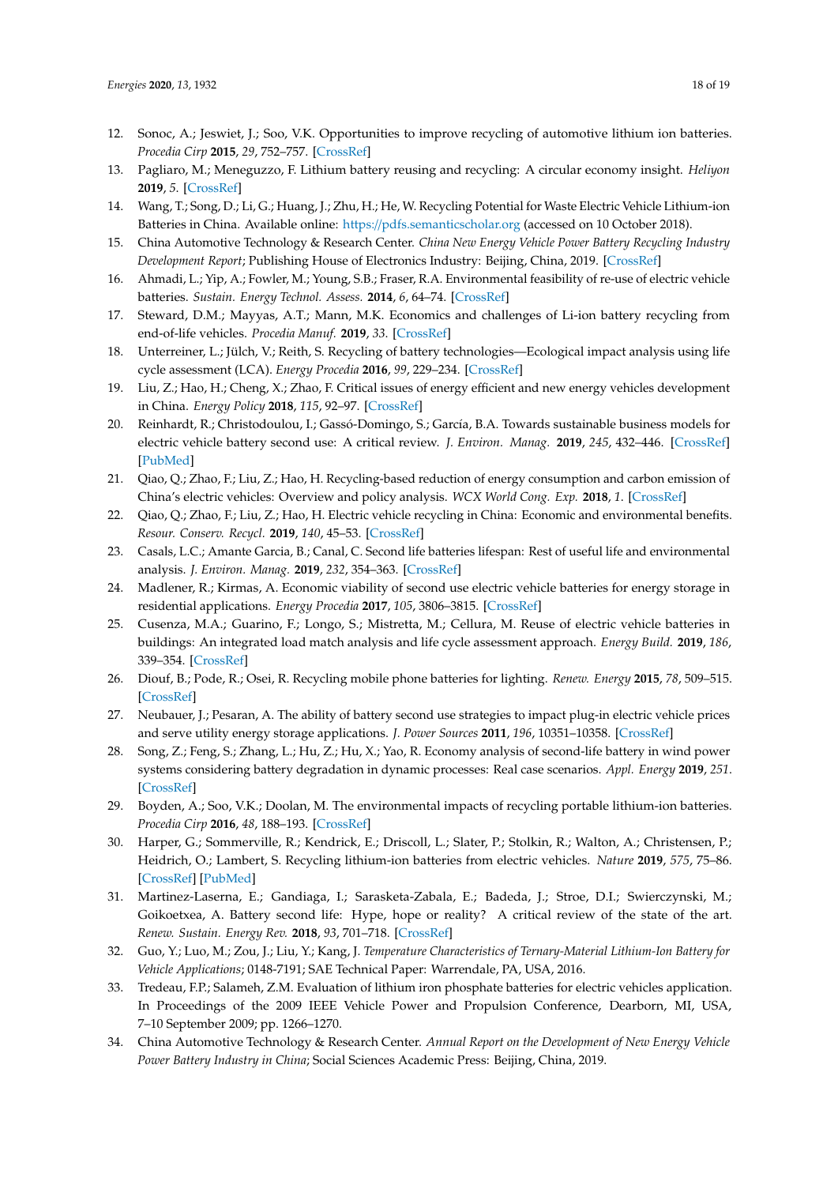12. Sonoc, A.; Jeswiet, J.; Soo, V.K. Opportunities to improve recycling of automotive lithium ion batteries. *Procedia Cirp* **2015**, *29*, 752–757. [CrossRef]
13. Pagliaro, M.; Meneguzzo, F. Lithium battery reusing and recycling: A circular economy insight. *Heliyon* **2019**, *5*. [CrossRef]
14. Wang, T.; Song, D.; Li, G.; Huang, J.; Zhu, H.; He, W. Recycling Potential for Waste Electric Vehicle Lithium-ion Batteries in China. Available online: https://pdfs.semanticscholar.org (accessed on 10 October 2018).
15. China Automotive Technology & Research Center. *China New Energy Vehicle Power Battery Recycling Industry Development Report*; Publishing House of Electronics Industry: Beijing, China, 2019. [CrossRef]
16. Ahmadi, L.; Yip, A.; Fowler, M.; Young, S.B.; Fraser, R.A. Environmental feasibility of re-use of electric vehicle batteries. *Sustain. Energy Technol. Assess.* **2014**, *6*, 64–74. [CrossRef]
17. Steward, D.M.; Mayyas, A.T.; Mann, M.K. Economics and challenges of Li-ion battery recycling from end-of-life vehicles. *Procedia Manuf.* **2019**, *33*. [CrossRef]
18. Unterreiner, L.; Jülch, V.; Reith, S. Recycling of battery technologies—Ecological impact analysis using life cycle assessment (LCA). *Energy Procedia* **2016**, *99*, 229–234. [CrossRef]
19. Liu, Z.; Hao, H.; Cheng, X.; Zhao, F. Critical issues of energy efficient and new energy vehicles development in China. *Energy Policy* **2018**, *115*, 92–97. [CrossRef]
20. Reinhardt, R.; Christodoulou, I.; Gassó-Domingo, S.; García, B.A. Towards sustainable business models for electric vehicle battery second use: A critical review. *J. Environ. Manag.* **2019**, *245*, 432–446. [CrossRef] [PubMed]
21. Qiao, Q.; Zhao, F.; Liu, Z.; Hao, H. Recycling-based reduction of energy consumption and carbon emission of China's electric vehicles: Overview and policy analysis. *WCX World Cong. Exp.* **2018**, *1*. [CrossRef]
22. Qiao, Q.; Zhao, F.; Liu, Z.; Hao, H. Electric vehicle recycling in China: Economic and environmental benefits. *Resour. Conserv. Recycl.* **2019**, *140*, 45–53. [CrossRef]
23. Casals, L.C.; Amante Garcia, B.; Canal, C. Second life batteries lifespan: Rest of useful life and environmental analysis. *J. Environ. Manag.* **2019**, *232*, 354–363. [CrossRef]
24. Madlener, R.; Kirmas, A. Economic viability of second use electric vehicle batteries for energy storage in residential applications. *Energy Procedia* **2017**, *105*, 3806–3815. [CrossRef]
25. Cusenza, M.A.; Guarino, F.; Longo, S.; Mistretta, M.; Cellura, M. Reuse of electric vehicle batteries in buildings: An integrated load match analysis and life cycle assessment approach. *Energy Build.* **2019**, *186*, 339–354. [CrossRef]
26. Diouf, B.; Pode, R.; Osei, R. Recycling mobile phone batteries for lighting. *Renew. Energy* **2015**, *78*, 509–515. [CrossRef]
27. Neubauer, J.; Pesaran, A. The ability of battery second use strategies to impact plug-in electric vehicle prices and serve utility energy storage applications. *J. Power Sources* **2011**, *196*, 10351–10358. [CrossRef]
28. Song, Z.; Feng, S.; Zhang, L.; Hu, Z.; Hu, X.; Yao, R. Economy analysis of second-life battery in wind power systems considering battery degradation in dynamic processes: Real case scenarios. *Appl. Energy* **2019**, *251*. [CrossRef]
29. Boyden, A.; Soo, V.K.; Doolan, M. The environmental impacts of recycling portable lithium-ion batteries. *Procedia Cirp* **2016**, *48*, 188–193. [CrossRef]
30. Harper, G.; Sommerville, R.; Kendrick, E.; Driscoll, L.; Slater, P.; Stolkin, R.; Walton, A.; Christensen, P.; Heidrich, O.; Lambert, S. Recycling lithium-ion batteries from electric vehicles. *Nature* **2019**, *575*, 75–86. [CrossRef] [PubMed]
31. Martinez-Laserna, E.; Gandiaga, I.; Sarasketa-Zabala, E.; Badeda, J.; Stroe, D.I.; Swierczynski, M.; Goikoetxea, A. Battery second life: Hype, hope or reality? A critical review of the state of the art. *Renew. Sustain. Energy Rev.* **2018**, *93*, 701–718. [CrossRef]
32. Guo, Y.; Luo, M.; Zou, J.; Liu, Y.; Kang, J. *Temperature Characteristics of Ternary-Material Lithium-Ion Battery for Vehicle Applications*; 0148-7191; SAE Technical Paper: Warrendale, PA, USA, 2016.
33. Tredeau, F.P.; Salameh, Z.M. Evaluation of lithium iron phosphate batteries for electric vehicles application. In Proceedings of the 2009 IEEE Vehicle Power and Propulsion Conference, Dearborn, MI, USA, 7–10 September 2009; pp. 1266–1270.
34. China Automotive Technology & Research Center. *Annual Report on the Development of New Energy Vehicle Power Battery Industry in China*; Social Sciences Academic Press: Beijing, China, 2019.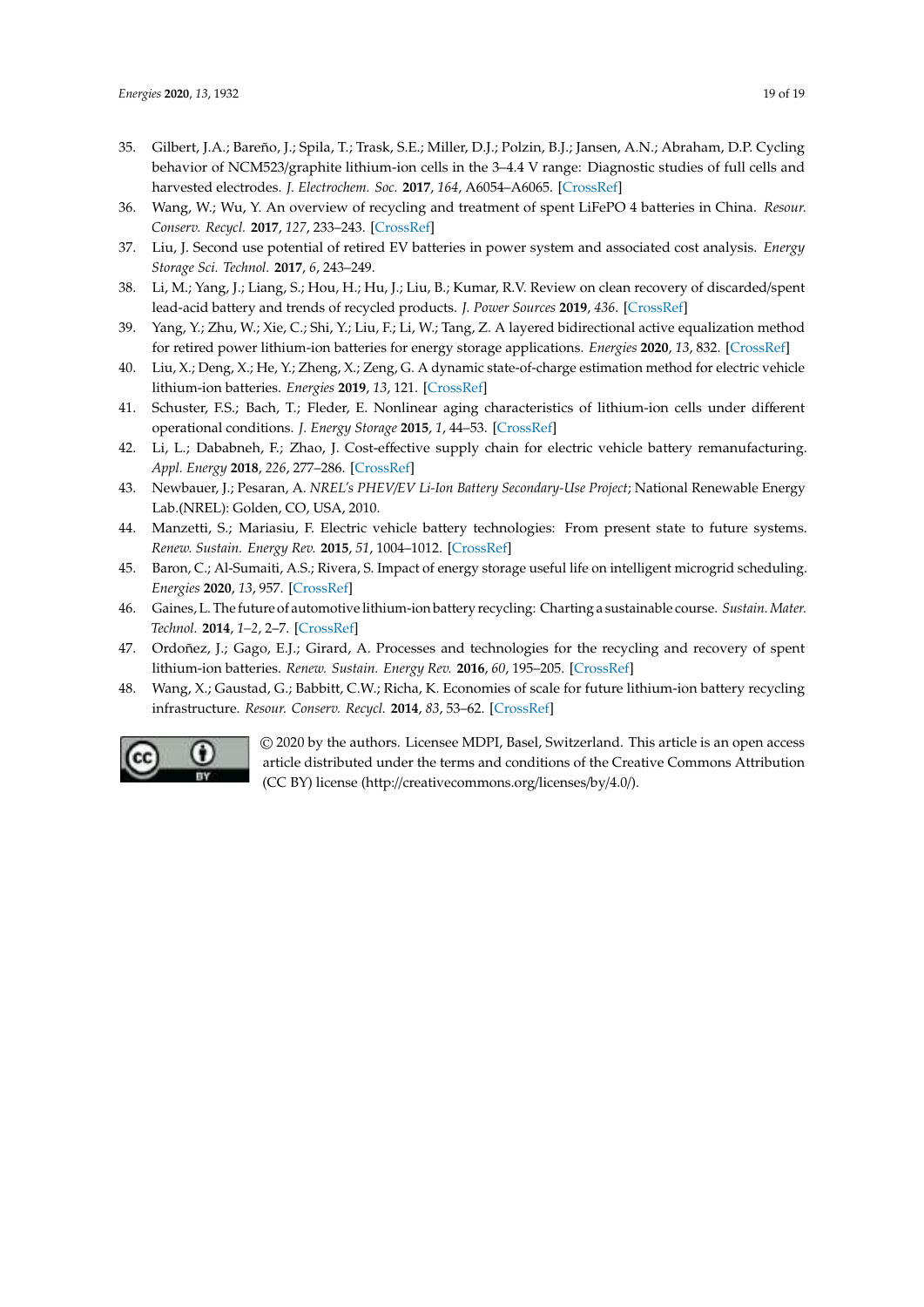35. Gilbert, J.A.; Bareño, J.; Spila, T.; Trask, S.E.; Miller, D.J.; Polzin, B.J.; Jansen, A.N.; Abraham, D.P. Cycling behavior of NCM523/graphite lithium-ion cells in the 3–4.4 V range: Diagnostic studies of full cells and harvested electrodes. *J. Electrochem. Soc.* **2017**, *164*, A6054–A6065. [CrossRef]
36. Wang, W.; Wu, Y. An overview of recycling and treatment of spent LiFePO 4 batteries in China. *Resour. Conserv. Recycl.* **2017**, *127*, 233–243. [CrossRef]
37. Liu, J. Second use potential of retired EV batteries in power system and associated cost analysis. *Energy Storage Sci. Technol.* **2017**, *6*, 243–249.
38. Li, M.; Yang, J.; Liang, S.; Hou, H.; Hu, J.; Liu, B.; Kumar, R.V. Review on clean recovery of discarded/spent lead-acid battery and trends of recycled products. *J. Power Sources* **2019**, *436*. [CrossRef]
39. Yang, Y.; Zhu, W.; Xie, C.; Shi, Y.; Liu, F.; Li, W.; Tang, Z. A layered bidirectional active equalization method for retired power lithium-ion batteries for energy storage applications. *Energies* **2020**, *13*, 832. [CrossRef]
40. Liu, X.; Deng, X.; He, Y.; Zheng, X.; Zeng, G. A dynamic state-of-charge estimation method for electric vehicle lithium-ion batteries. *Energies* **2019**, *13*, 121. [CrossRef]
41. Schuster, F.S.; Bach, T.; Fleder, E. Nonlinear aging characteristics of lithium-ion cells under different operational conditions. *J. Energy Storage* **2015**, *1*, 44–53. [CrossRef]
42. Li, L.; Dababneh, F.; Zhao, J. Cost-effective supply chain for electric vehicle battery remanufacturing. *Appl. Energy* **2018**, *226*, 277–286. [CrossRef]
43. Newbauer, J.; Pesaran, A. *NREL's PHEV/EV Li-Ion Battery Secondary-Use Project*; National Renewable Energy Lab.(NREL): Golden, CO, USA, 2010.
44. Manzetti, S.; Mariasiu, F. Electric vehicle battery technologies: From present state to future systems. *Renew. Sustain. Energy Rev.* **2015**, *51*, 1004–1012. [CrossRef]
45. Baron, C.; Al-Sumaiti, A.S.; Rivera, S. Impact of energy storage useful life on intelligent microgrid scheduling. *Energies* **2020**, *13*, 957. [CrossRef]
46. Gaines, L. The future of automotive lithium-ion battery recycling: Charting a sustainable course. *Sustain. Mater. Technol.* **2014**, *1–2*, 2–7. [CrossRef]
47. Ordoñez, J.; Gago, E.J.; Girard, A. Processes and technologies for the recycling and recovery of spent lithium-ion batteries. *Renew. Sustain. Energy Rev.* **2016**, *60*, 195–205. [CrossRef]
48. Wang, X.; Gaustad, G.; Babbitt, C.W.; Richa, K. Economies of scale for future lithium-ion battery recycling infrastructure. *Resour. Conserv. Recycl.* **2014**, *83*, 53–62. [CrossRef]

© 2020 by the authors. Licensee MDPI, Basel, Switzerland. This article is an open access article distributed under the terms and conditions of the Creative Commons Attribution (CC BY) license (http://creativecommons.org/licenses/by/4.0/).